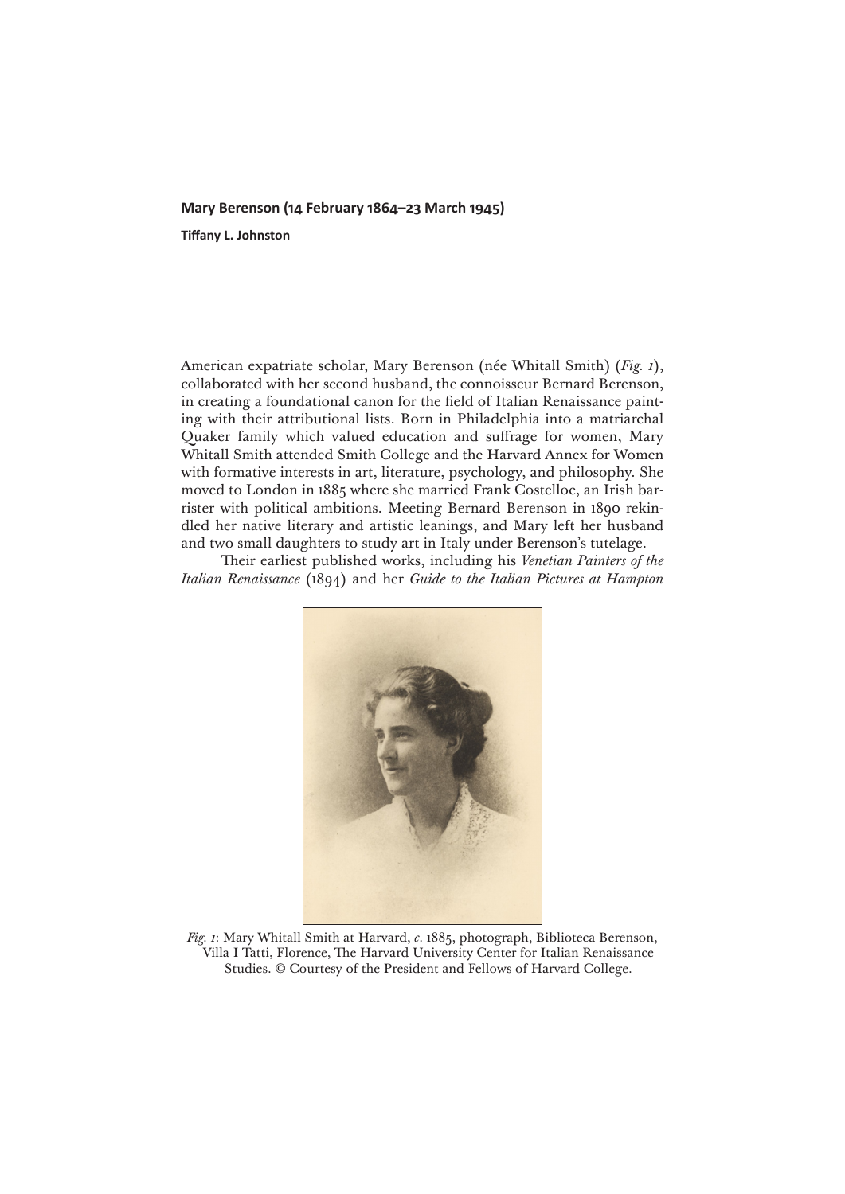# Mary Berenson (14 February 1864–23 March 1945)

**Tiffany L. Johnston**

American expatriate scholar, Mary Berenson (née Whitall Smith) (*Fig. 1*), collaborated with her second husband, the connoisseur Bernard Berenson, in creating a foundational canon for the field of Italian Renaissance painting with their attributional lists. Born in Philadelphia into a matriarchal Quaker family which valued education and suffrage for women, Mary Whitall Smith attended Smith College and the Harvard Annex for Women with formative interests in art, literature, psychology, and philosophy. She moved to London in 1885 where she married Frank Costelloe, an Irish barrister with political ambitions. Meeting Bernard Berenson in 1890 rekindled her native literary and artistic leanings, and Mary left her husband and two small daughters to study art in Italy under Berenson's tutelage.

Their earliest published works, including his *Venetian Painters of the Italian Renaissance* (1894) and her *Guide to the Italian Pictures at Hampton*

*Fig. 1*: Mary Whitall Smith at Harvard, *c.* 1885, photograph, Biblioteca Berenson, Villa I Tatti, Florence, The Harvard University Center for Italian Renaissance Studies. © Courtesy of the President and Fellows of Harvard College.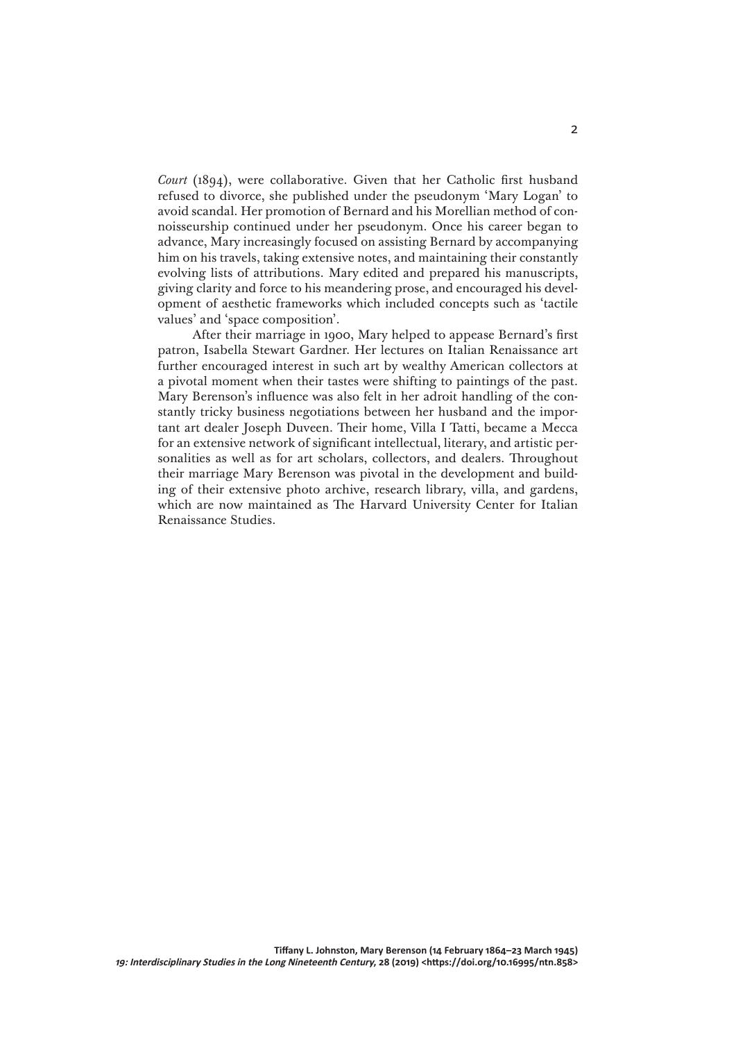*Court* (1894), were collaborative. Given that her Catholic first husband refused to divorce, she published under the pseudonym 'Mary Logan' to avoid scandal. Her promotion of Bernard and his Morellian method of connoisseurship continued under her pseudonym. Once his career began to advance, Mary increasingly focused on assisting Bernard by accompanying him on his travels, taking extensive notes, and maintaining their constantly evolving lists of attributions. Mary edited and prepared his manuscripts, giving clarity and force to his meandering prose, and encouraged his development of aesthetic frameworks which included concepts such as 'tactile values' and 'space composition'.

After their marriage in 1900, Mary helped to appease Bernard's first patron, Isabella Stewart Gardner. Her lectures on Italian Renaissance art further encouraged interest in such art by wealthy American collectors at a pivotal moment when their tastes were shifting to paintings of the past. Mary Berenson's influence was also felt in her adroit handling of the constantly tricky business negotiations between her husband and the important art dealer Joseph Duveen. Their home, Villa I Tatti, became a Mecca for an extensive network of significant intellectual, literary, and artistic personalities as well as for art scholars, collectors, and dealers. Throughout their marriage Mary Berenson was pivotal in the development and building of their extensive photo archive, research library, villa, and gardens, which are now maintained as The Harvard University Center for Italian Renaissance Studies.